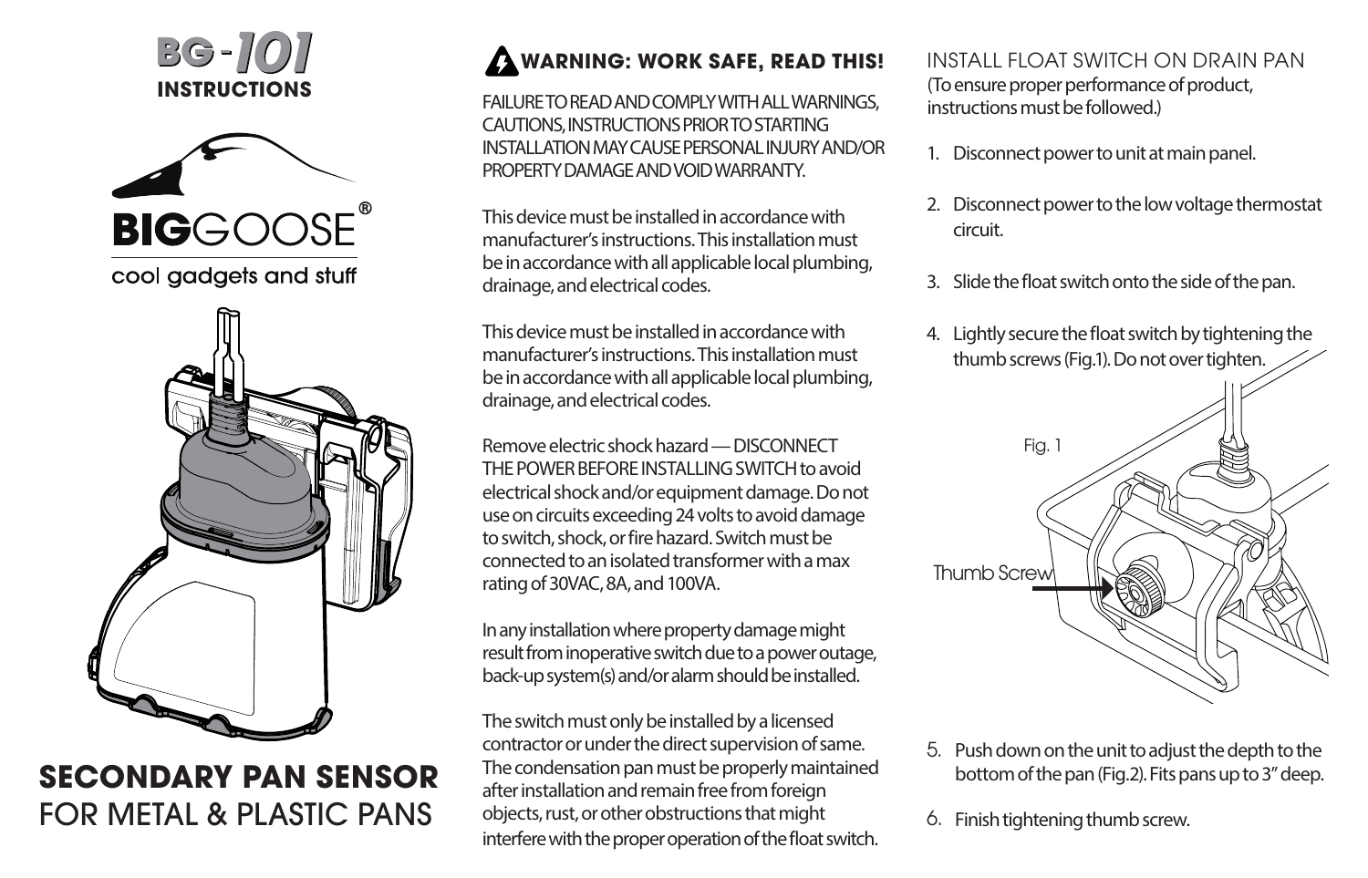# BG-101 INSTRUCTIONS

**BIG**GOOSE®

cool gadgets and stuff

## SECONDARY PAN SENSOR

FOR METAL & PLASTIC PANS

## WARNING: WORK SAFE, READ THIS!

FAILURE TO READ AND COMPLY WITH ALL WARNINGS, CAUTIONS, INSTRUCTIONS PRIOR TO STARTING INSTALLATION MAY CAUSE PERSONAL INJURY AND/OR PROPERTY DAMAGE AND VOID WARRANTY.

This device must be installed in accordance with manufacturer's instructions. This installation must be in accordance with all applicable local plumbing, drainage, and electrical codes.

This device must be installed in accordance with manufacturer's instructions. This installation must be in accordance with all applicable local plumbing, drainage, and electrical codes.

Remove electric shock hazard — DISCONNECT THE POWER BEFORE INSTALLING SWITCH to avoid electrical shock and/or equipment damage. Do not use on circuits exceeding 24 volts to avoid damage to switch, shock, or fire hazard. Switch must be connected to an isolated transformer with a max rating of 30VAC, 8A, and 100VA.

In any installation where property damage might result from inoperative switch due to a power outage, back-up system(s) and/or alarm should be installed.

The switch must only be installed by a licensed contractor or under the direct supervision of same. The condensation pan must be properly maintained after installation and remain free from foreign objects, rust, or other obstructions that might interfere with the proper operation of the float switch.

## INSTALL FLOAT SWITCH ON DRAIN PAN

(To ensure proper performance of product, instructions must be followed.)

1. Disconnect power to unit at main panel.
2. Disconnect power to the low voltage thermostat circuit.
3. Slide the float switch onto the side of the pan.
4. Lightly secure the float switch by tightening the thumb screws (Fig.1). Do not over tighten.

Fig. 1

Thumb Screw

5. Push down on the unit to adjust the depth to the bottom of the pan (Fig.2). Fits pans up to 3" deep.
6. Finish tightening thumb screw.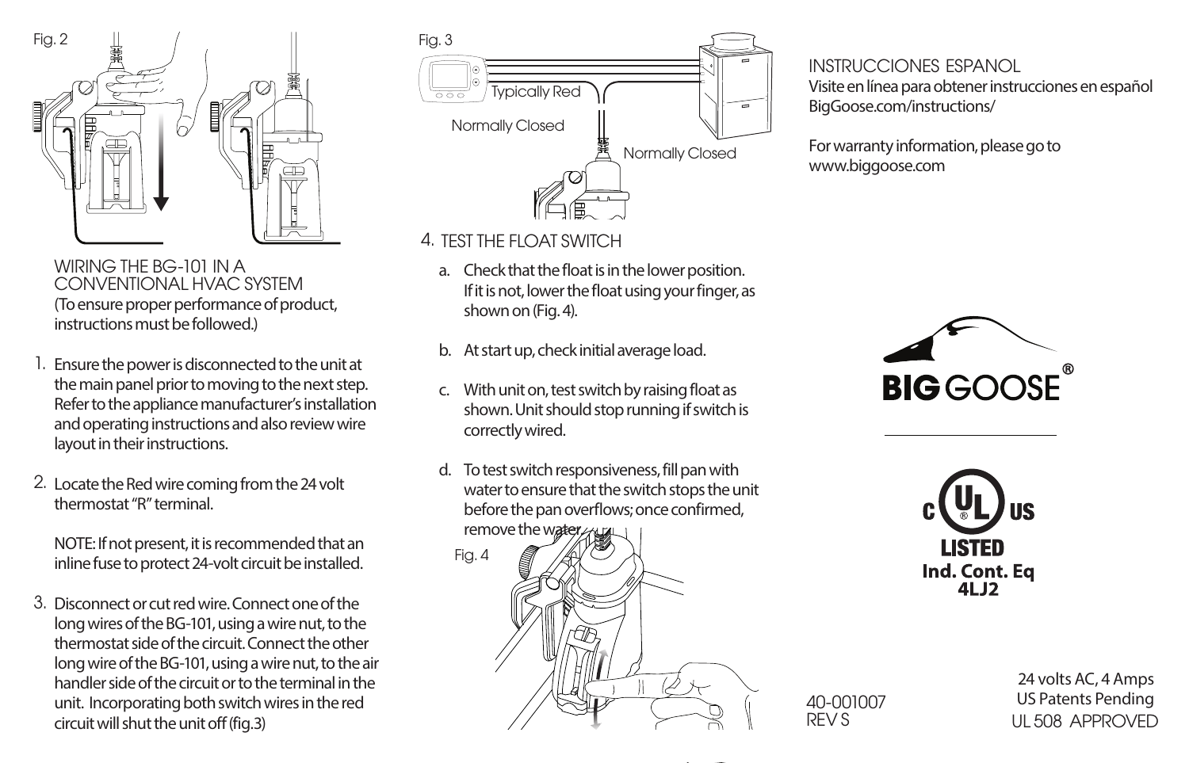Fig. 2

## WIRING THE BG-101 IN A CONVENTIONAL HVAC SYSTEM

(To ensure proper performance of product, instructions must be followed.)

1. Ensure the power is disconnected to the unit at the main panel prior to moving to the next step. Refer to the appliance manufacturer's installation and operating instructions and also review wire layout in their instructions.

2. Locate the Red wire coming from the 24 volt thermostat "R" terminal.

   NOTE: If not present, it is recommended that an inline fuse to protect 24-volt circuit be installed.

3. Disconnect or cut red wire. Connect one of the long wires of the BG-101, using a wire nut, to the thermostat side of the circuit. Connect the other long wire of the BG-101, using a wire nut, to the air handler side of the circuit or to the terminal in the unit. Incorporating both switch wires in the red circuit will shut the unit off (fig.3)

Fig. 3

Typically Red

Normally Closed

Normally Closed

## 4. TEST THE FLOAT SWITCH

a. Check that the float is in the lower position. If it is not, lower the float using your finger, as shown on (Fig. 4).

b. At start up, check initial average load.

c. With unit on, test switch by raising float as shown. Unit should stop running if switch is correctly wired.

d. To test switch responsiveness, fill pan with water to ensure that the switch stops the unit before the pan overflows; once confirmed, remove the water.

Fig. 4

INSTRUCCIONES ESPANOL

Visite en línea para obtener instrucciones en español BigGoose.com/instructions/

For warranty information, please go to www.biggoose.com

BIG GOOSE®

c UL US LISTED Ind. Cont. Eq 4LJ2

40-001007
REV S

24 volts AC, 4 Amps
US Patents Pending
UL 508 APPROVED